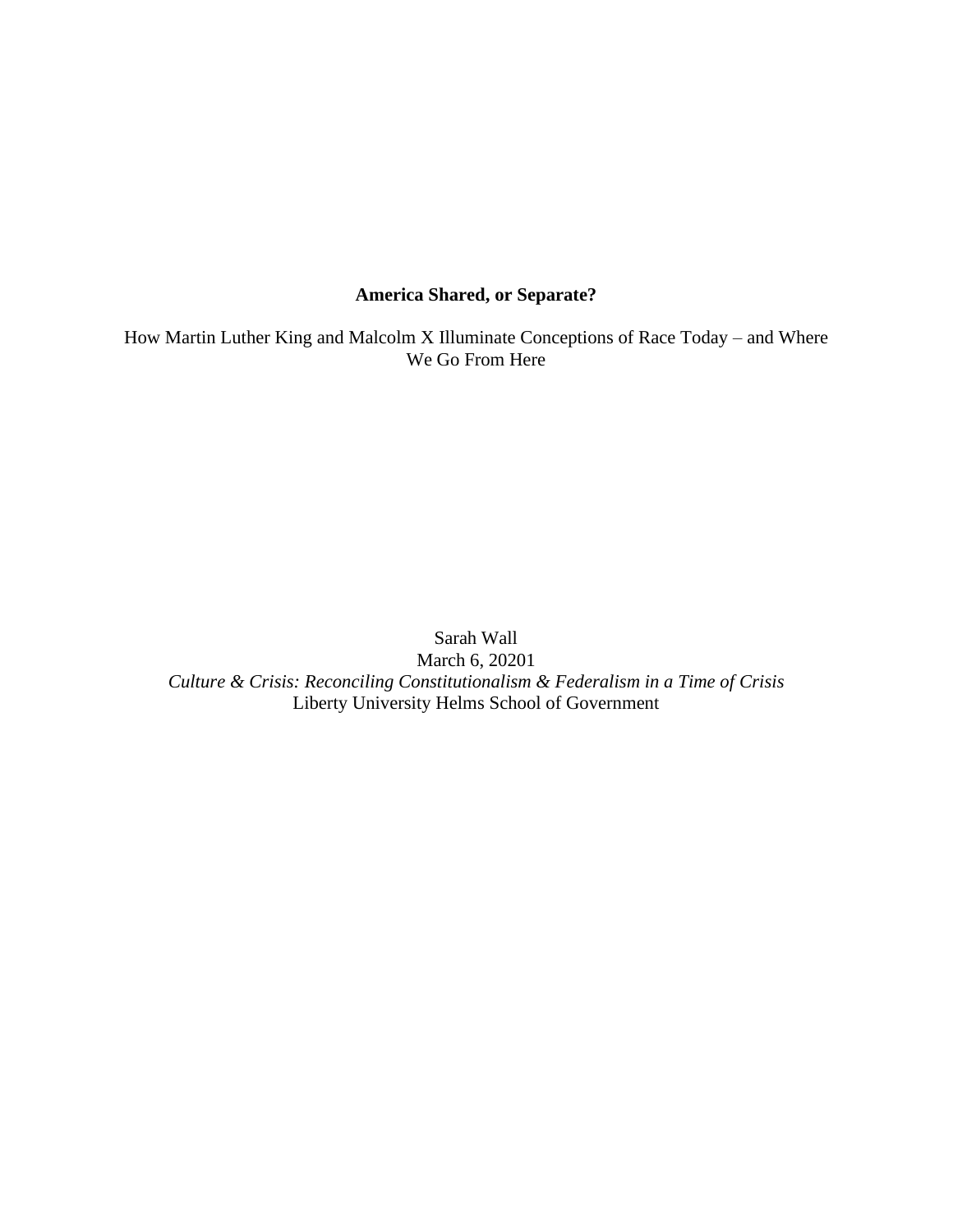# America Shared, or Separate?

How Martin Luther King and Malcolm X Illuminate Conceptions of Race Today – and Where We Go From Here

Sarah Wall

March 6, 20201

*Culture & Crisis: Reconciling Constitutionalism & Federalism in a Time of Crisis*

Liberty University Helms School of Government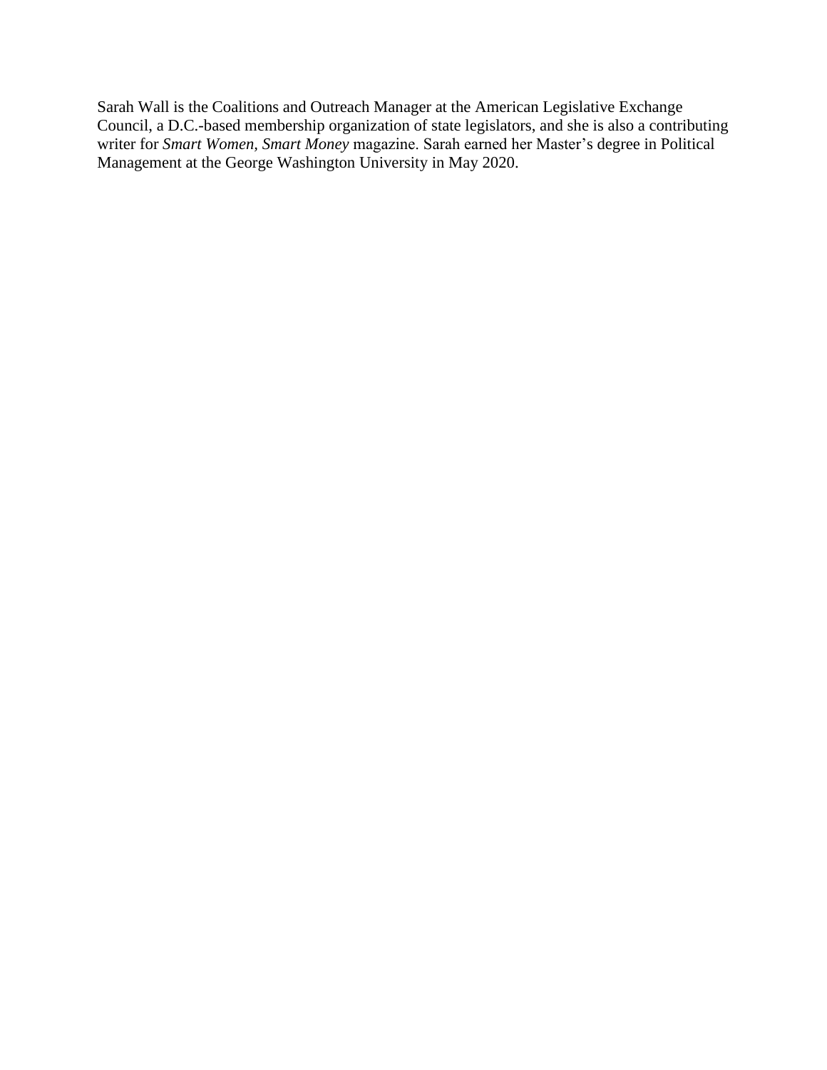Sarah Wall is the Coalitions and Outreach Manager at the American Legislative Exchange Council, a D.C.-based membership organization of state legislators, and she is also a contributing writer for *Smart Women, Smart Money* magazine. Sarah earned her Master's degree in Political Management at the George Washington University in May 2020.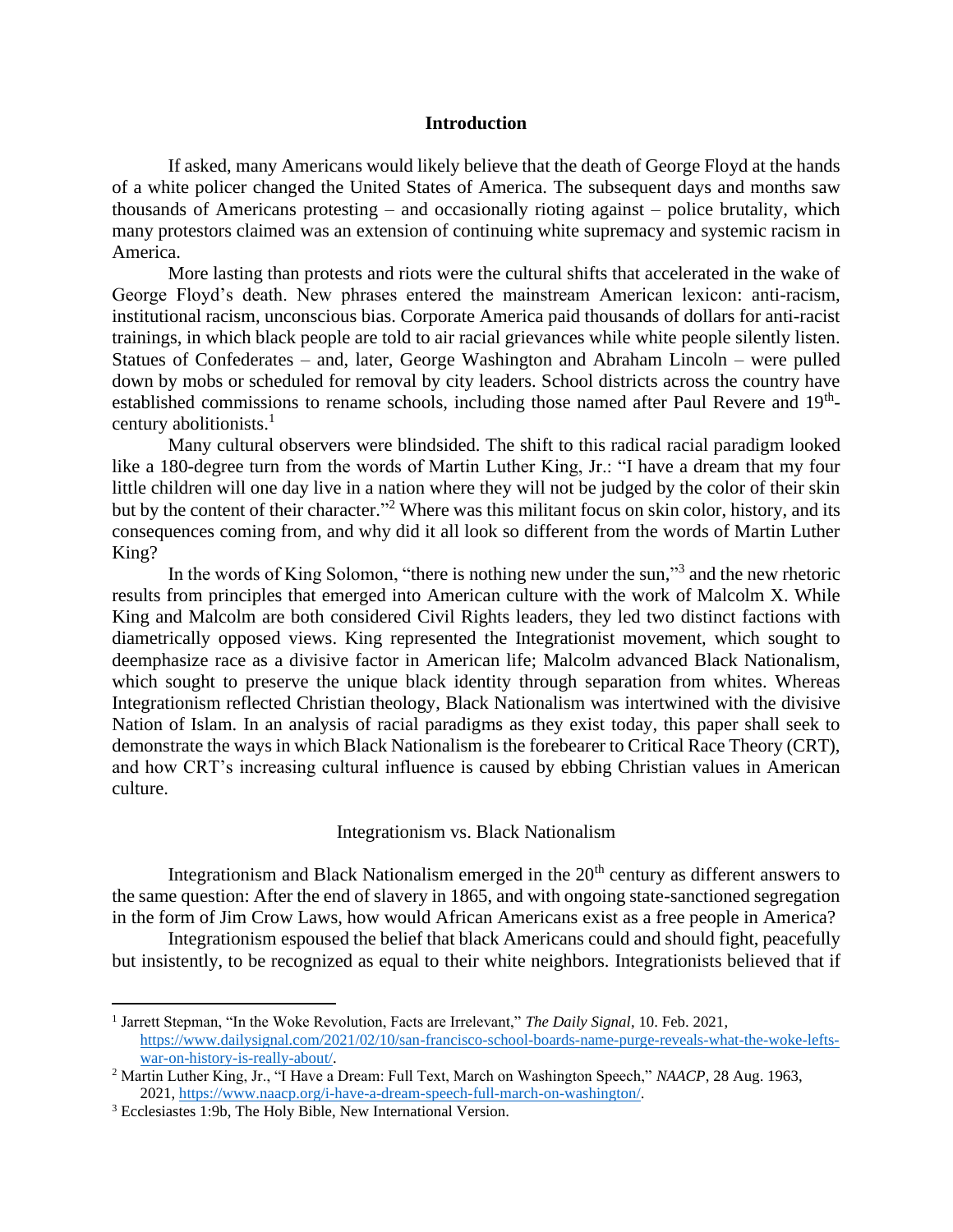## Introduction

If asked, many Americans would likely believe that the death of George Floyd at the hands of a white policer changed the United States of America. The subsequent days and months saw thousands of Americans protesting – and occasionally rioting against – police brutality, which many protestors claimed was an extension of continuing white supremacy and systemic racism in America.

More lasting than protests and riots were the cultural shifts that accelerated in the wake of George Floyd's death. New phrases entered the mainstream American lexicon: anti-racism, institutional racism, unconscious bias. Corporate America paid thousands of dollars for anti-racist trainings, in which black people are told to air racial grievances while white people silently listen. Statues of Confederates – and, later, George Washington and Abraham Lincoln – were pulled down by mobs or scheduled for removal by city leaders. School districts across the country have established commissions to rename schools, including those named after Paul Revere and 19th-century abolitionists.[1]

Many cultural observers were blindsided. The shift to this radical racial paradigm looked like a 180-degree turn from the words of Martin Luther King, Jr.: "I have a dream that my four little children will one day live in a nation where they will not be judged by the color of their skin but by the content of their character."[2] Where was this militant focus on skin color, history, and its consequences coming from, and why did it all look so different from the words of Martin Luther King?

In the words of King Solomon, "there is nothing new under the sun,"[3] and the new rhetoric results from principles that emerged into American culture with the work of Malcolm X. While King and Malcolm are both considered Civil Rights leaders, they led two distinct factions with diametrically opposed views. King represented the Integrationist movement, which sought to deemphasize race as a divisive factor in American life; Malcolm advanced Black Nationalism, which sought to preserve the unique black identity through separation from whites. Whereas Integrationism reflected Christian theology, Black Nationalism was intertwined with the divisive Nation of Islam. In an analysis of racial paradigms as they exist today, this paper shall seek to demonstrate the ways in which Black Nationalism is the forebearer to Critical Race Theory (CRT), and how CRT's increasing cultural influence is caused by ebbing Christian values in American culture.

### Integrationism vs. Black Nationalism

Integrationism and Black Nationalism emerged in the 20th century as different answers to the same question: After the end of slavery in 1865, and with ongoing state-sanctioned segregation in the form of Jim Crow Laws, how would African Americans exist as a free people in America?

Integrationism espoused the belief that black Americans could and should fight, peacefully but insistently, to be recognized as equal to their white neighbors. Integrationists believed that if

---

[1] Jarrett Stepman, "In the Woke Revolution, Facts are Irrelevant," *The Daily Signal*, 10. Feb. 2021, https://www.dailysignal.com/2021/02/10/san-francisco-school-boards-name-purge-reveals-what-the-woke-lefts-war-on-history-is-really-about/.

[2] Martin Luther King, Jr., "I Have a Dream: Full Text, March on Washington Speech," *NAACP*, 28 Aug. 1963, 2021, https://www.naacp.org/i-have-a-dream-speech-full-march-on-washington/.

[3] Ecclesiastes 1:9b, The Holy Bible, New International Version.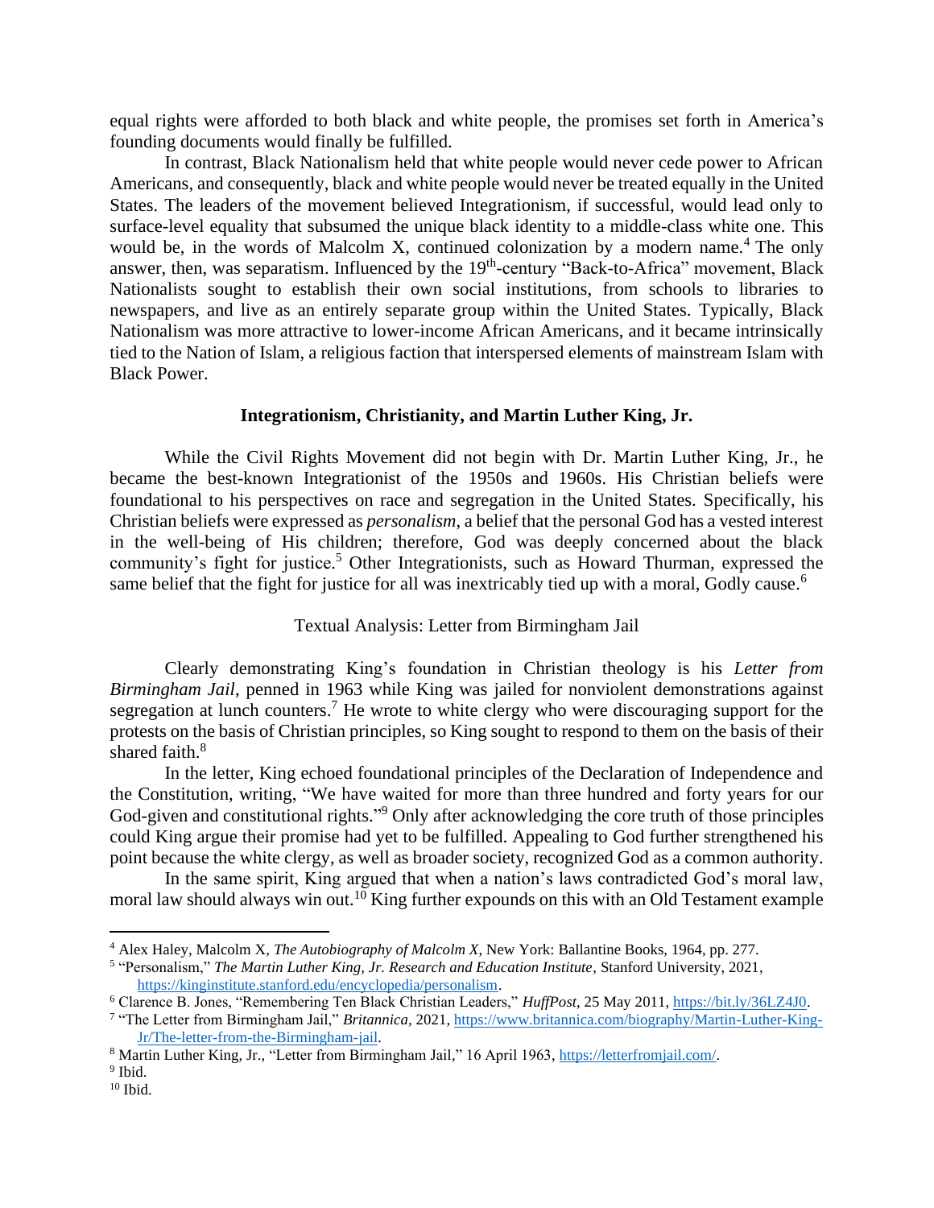equal rights were afforded to both black and white people, the promises set forth in America's founding documents would finally be fulfilled.

In contrast, Black Nationalism held that white people would never cede power to African Americans, and consequently, black and white people would never be treated equally in the United States. The leaders of the movement believed Integrationism, if successful, would lead only to surface-level equality that subsumed the unique black identity to a middle-class white one. This would be, in the words of Malcolm X, continued colonization by a modern name.[4] The only answer, then, was separatism. Influenced by the 19th-century "Back-to-Africa" movement, Black Nationalists sought to establish their own social institutions, from schools to libraries to newspapers, and live as an entirely separate group within the United States. Typically, Black Nationalism was more attractive to lower-income African Americans, and it became intrinsically tied to the Nation of Islam, a religious faction that interspersed elements of mainstream Islam with Black Power.

## Integrationism, Christianity, and Martin Luther King, Jr.

While the Civil Rights Movement did not begin with Dr. Martin Luther King, Jr., he became the best-known Integrationist of the 1950s and 1960s. His Christian beliefs were foundational to his perspectives on race and segregation in the United States. Specifically, his Christian beliefs were expressed as *personalism*, a belief that the personal God has a vested interest in the well-being of His children; therefore, God was deeply concerned about the black community's fight for justice.[5] Other Integrationists, such as Howard Thurman, expressed the same belief that the fight for justice for all was inextricably tied up with a moral, Godly cause.[6]

### Textual Analysis: Letter from Birmingham Jail

Clearly demonstrating King's foundation in Christian theology is his *Letter from Birmingham Jail*, penned in 1963 while King was jailed for nonviolent demonstrations against segregation at lunch counters.[7] He wrote to white clergy who were discouraging support for the protests on the basis of Christian principles, so King sought to respond to them on the basis of their shared faith.[8]

In the letter, King echoed foundational principles of the Declaration of Independence and the Constitution, writing, "We have waited for more than three hundred and forty years for our God-given and constitutional rights."[9] Only after acknowledging the core truth of those principles could King argue their promise had yet to be fulfilled. Appealing to God further strengthened his point because the white clergy, as well as broader society, recognized God as a common authority.

In the same spirit, King argued that when a nation's laws contradicted God's moral law, moral law should always win out.[10] King further expounds on this with an Old Testament example

---

[4] Alex Haley, Malcolm X, *The Autobiography of Malcolm X,* New York: Ballantine Books, 1964, pp. 277.

[5] "Personalism," *The Martin Luther King, Jr. Research and Education Institute*, Stanford University, 2021, https://kinginstitute.stanford.edu/encyclopedia/personalism.

[6] Clarence B. Jones, "Remembering Ten Black Christian Leaders," *HuffPost*, 25 May 2011, https://bit.ly/36LZ4J0.

[7] "The Letter from Birmingham Jail," *Britannica,* 2021, https://www.britannica.com/biography/Martin-Luther-King-Jr/The-letter-from-the-Birmingham-jail.

[8] Martin Luther King, Jr., "Letter from Birmingham Jail," 16 April 1963, https://letterfromjail.com/.

[9] Ibid.

[10] Ibid.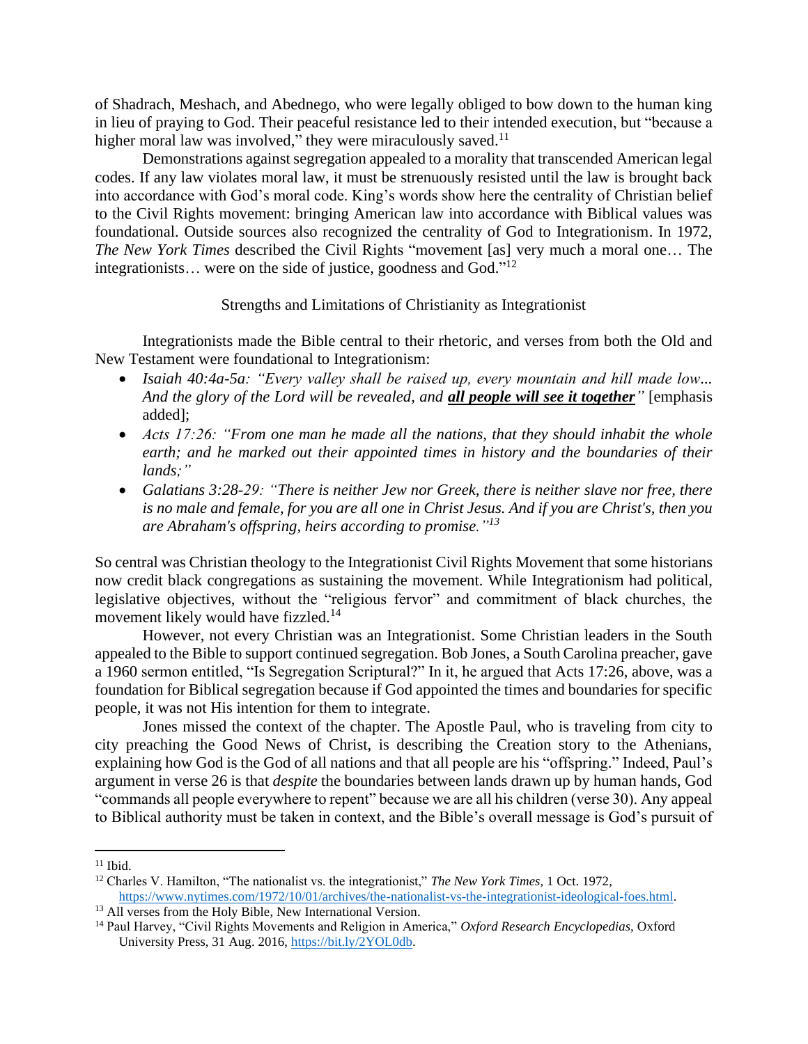of Shadrach, Meshach, and Abednego, who were legally obliged to bow down to the human king in lieu of praying to God. Their peaceful resistance led to their intended execution, but "because a higher moral law was involved," they were miraculously saved.[11]

Demonstrations against segregation appealed to a morality that transcended American legal codes. If any law violates moral law, it must be strenuously resisted until the law is brought back into accordance with God's moral code. King's words show here the centrality of Christian belief to the Civil Rights movement: bringing American law into accordance with Biblical values was foundational. Outside sources also recognized the centrality of God to Integrationism. In 1972, *The New York Times* described the Civil Rights "movement [as] very much a moral one… The integrationists… were on the side of justice, goodness and God."[12]

## Strengths and Limitations of Christianity as Integrationist

Integrationists made the Bible central to their rhetoric, and verses from both the Old and New Testament were foundational to Integrationism:

- *Isaiah 40:4a-5a: "Every valley shall be raised up, every mountain and hill made low... And the glory of the Lord will be revealed, and* ***<u>all people will see it together</u>****"* [emphasis added];
- *Acts 17:26: "From one man he made all the nations, that they should inhabit the whole earth; and he marked out their appointed times in history and the boundaries of their lands;"*
- *Galatians 3:28-29: "There is neither Jew nor Greek, there is neither slave nor free, there is no male and female, for you are all one in Christ Jesus. And if you are Christ's, then you are Abraham's offspring, heirs according to promise."*[13]

So central was Christian theology to the Integrationist Civil Rights Movement that some historians now credit black congregations as sustaining the movement. While Integrationism had political, legislative objectives, without the "religious fervor" and commitment of black churches, the movement likely would have fizzled.[14]

However, not every Christian was an Integrationist. Some Christian leaders in the South appealed to the Bible to support continued segregation. Bob Jones, a South Carolina preacher, gave a 1960 sermon entitled, "Is Segregation Scriptural?" In it, he argued that Acts 17:26, above, was a foundation for Biblical segregation because if God appointed the times and boundaries for specific people, it was not His intention for them to integrate.

Jones missed the context of the chapter. The Apostle Paul, who is traveling from city to city preaching the Good News of Christ, is describing the Creation story to the Athenians, explaining how God is the God of all nations and that all people are his "offspring." Indeed, Paul's argument in verse 26 is that *despite* the boundaries between lands drawn up by human hands, God "commands all people everywhere to repent" because we are all his children (verse 30). Any appeal to Biblical authority must be taken in context, and the Bible's overall message is God's pursuit of

---

[11] Ibid.

[12] Charles V. Hamilton, "The nationalist vs. the integrationist," *The New York Times*, 1 Oct. 1972, https://www.nytimes.com/1972/10/01/archives/the-nationalist-vs-the-integrationist-ideological-foes.html.

[13] All verses from the Holy Bible, New International Version.

[14] Paul Harvey, "Civil Rights Movements and Religion in America," *Oxford Research Encyclopedias*, Oxford University Press, 31 Aug. 2016, https://bit.ly/2YOL0db.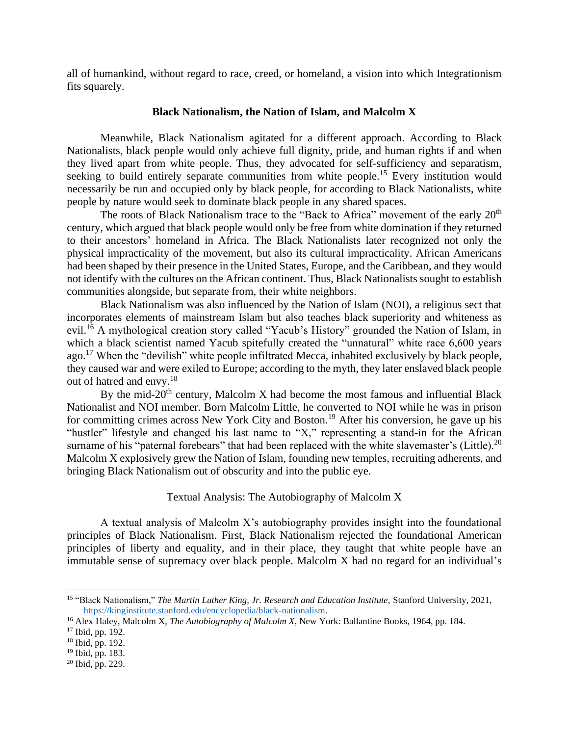all of humankind, without regard to race, creed, or homeland, a vision into which Integrationism fits squarely.

## Black Nationalism, the Nation of Islam, and Malcolm X

Meanwhile, Black Nationalism agitated for a different approach. According to Black Nationalists, black people would only achieve full dignity, pride, and human rights if and when they lived apart from white people. Thus, they advocated for self-sufficiency and separatism, seeking to build entirely separate communities from white people.[15] Every institution would necessarily be run and occupied only by black people, for according to Black Nationalists, white people by nature would seek to dominate black people in any shared spaces.

The roots of Black Nationalism trace to the "Back to Africa" movement of the early 20th century, which argued that black people would only be free from white domination if they returned to their ancestors' homeland in Africa. The Black Nationalists later recognized not only the physical impracticality of the movement, but also its cultural impracticality. African Americans had been shaped by their presence in the United States, Europe, and the Caribbean, and they would not identify with the cultures on the African continent. Thus, Black Nationalists sought to establish communities alongside, but separate from, their white neighbors.

Black Nationalism was also influenced by the Nation of Islam (NOI), a religious sect that incorporates elements of mainstream Islam but also teaches black superiority and whiteness as evil.[16] A mythological creation story called "Yacub's History" grounded the Nation of Islam, in which a black scientist named Yacub spitefully created the "unnatural" white race 6,600 years ago.[17] When the "devilish" white people infiltrated Mecca, inhabited exclusively by black people, they caused war and were exiled to Europe; according to the myth, they later enslaved black people out of hatred and envy.[18]

By the mid-20th century, Malcolm X had become the most famous and influential Black Nationalist and NOI member. Born Malcolm Little, he converted to NOI while he was in prison for committing crimes across New York City and Boston.[19] After his conversion, he gave up his "hustler" lifestyle and changed his last name to "X," representing a stand-in for the African surname of his "paternal forebears" that had been replaced with the white slavemaster's (Little).[20] Malcolm X explosively grew the Nation of Islam, founding new temples, recruiting adherents, and bringing Black Nationalism out of obscurity and into the public eye.

### Textual Analysis: The Autobiography of Malcolm X

A textual analysis of Malcolm X's autobiography provides insight into the foundational principles of Black Nationalism. First, Black Nationalism rejected the foundational American principles of liberty and equality, and in their place, they taught that white people have an immutable sense of supremacy over black people. Malcolm X had no regard for an individual's

---

[15] "Black Nationalism," *The Martin Luther King, Jr. Research and Education Institute,* Stanford University, 2021, https://kinginstitute.stanford.edu/encyclopedia/black-nationalism.

[16] Alex Haley, Malcolm X, *The Autobiography of Malcolm X*, New York: Ballantine Books, 1964, pp. 184.

[17] Ibid, pp. 192.

[18] Ibid, pp. 192.

[19] Ibid, pp. 183.

[20] Ibid, pp. 229.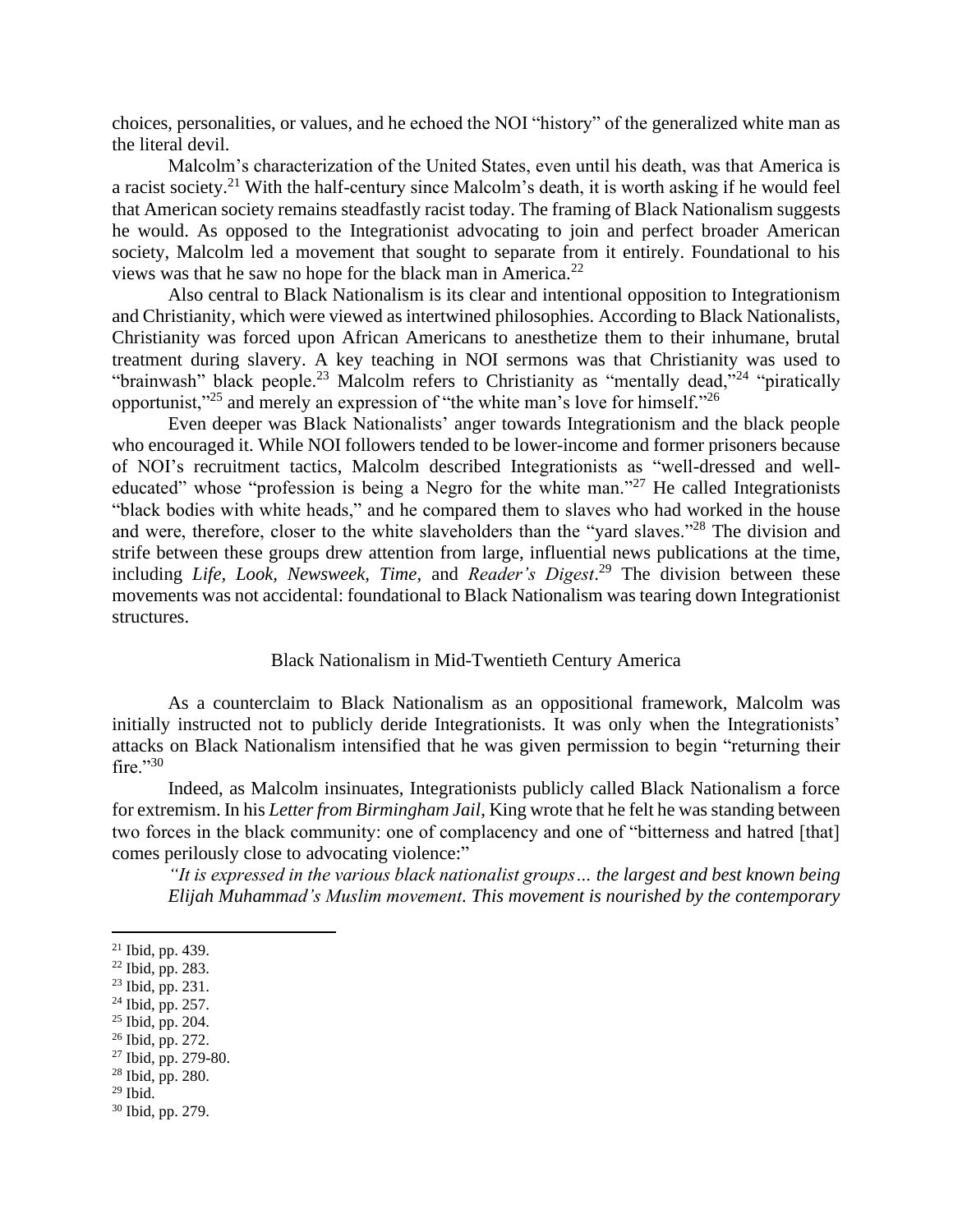choices, personalities, or values, and he echoed the NOI "history" of the generalized white man as the literal devil.

Malcolm's characterization of the United States, even until his death, was that America is a racist society.[21] With the half-century since Malcolm's death, it is worth asking if he would feel that American society remains steadfastly racist today. The framing of Black Nationalism suggests he would. As opposed to the Integrationist advocating to join and perfect broader American society, Malcolm led a movement that sought to separate from it entirely. Foundational to his views was that he saw no hope for the black man in America.[22]

Also central to Black Nationalism is its clear and intentional opposition to Integrationism and Christianity, which were viewed as intertwined philosophies. According to Black Nationalists, Christianity was forced upon African Americans to anesthetize them to their inhumane, brutal treatment during slavery. A key teaching in NOI sermons was that Christianity was used to "brainwash" black people.[23] Malcolm refers to Christianity as "mentally dead,"[24] "piratically opportunist,"[25] and merely an expression of "the white man's love for himself."[26]

Even deeper was Black Nationalists' anger towards Integrationism and the black people who encouraged it. While NOI followers tended to be lower-income and former prisoners because of NOI's recruitment tactics, Malcolm described Integrationists as "well-dressed and well-educated" whose "profession is being a Negro for the white man."[27] He called Integrationists "black bodies with white heads," and he compared them to slaves who had worked in the house and were, therefore, closer to the white slaveholders than the "yard slaves."[28] The division and strife between these groups drew attention from large, influential news publications at the time, including *Life*, *Look*, *Newsweek*, *Time*, and *Reader's Digest*.[29] The division between these movements was not accidental: foundational to Black Nationalism was tearing down Integrationist structures.

## Black Nationalism in Mid-Twentieth Century America

As a counterclaim to Black Nationalism as an oppositional framework, Malcolm was initially instructed not to publicly deride Integrationists. It was only when the Integrationists' attacks on Black Nationalism intensified that he was given permission to begin "returning their fire."[30]

Indeed, as Malcolm insinuates, Integrationists publicly called Black Nationalism a force for extremism. In his *Letter from Birmingham Jail*, King wrote that he felt he was standing between two forces in the black community: one of complacency and one of "bitterness and hatred [that] comes perilously close to advocating violence:"

> *"It is expressed in the various black nationalist groups… the largest and best known being Elijah Muhammad's Muslim movement. This movement is nourished by the contemporary*

---

[21] Ibid, pp. 439.
[22] Ibid, pp. 283.
[23] Ibid, pp. 231.
[24] Ibid, pp. 257.
[25] Ibid, pp. 204.
[26] Ibid, pp. 272.
[27] Ibid, pp. 279-80.
[28] Ibid, pp. 280.
[29] Ibid.
[30] Ibid, pp. 279.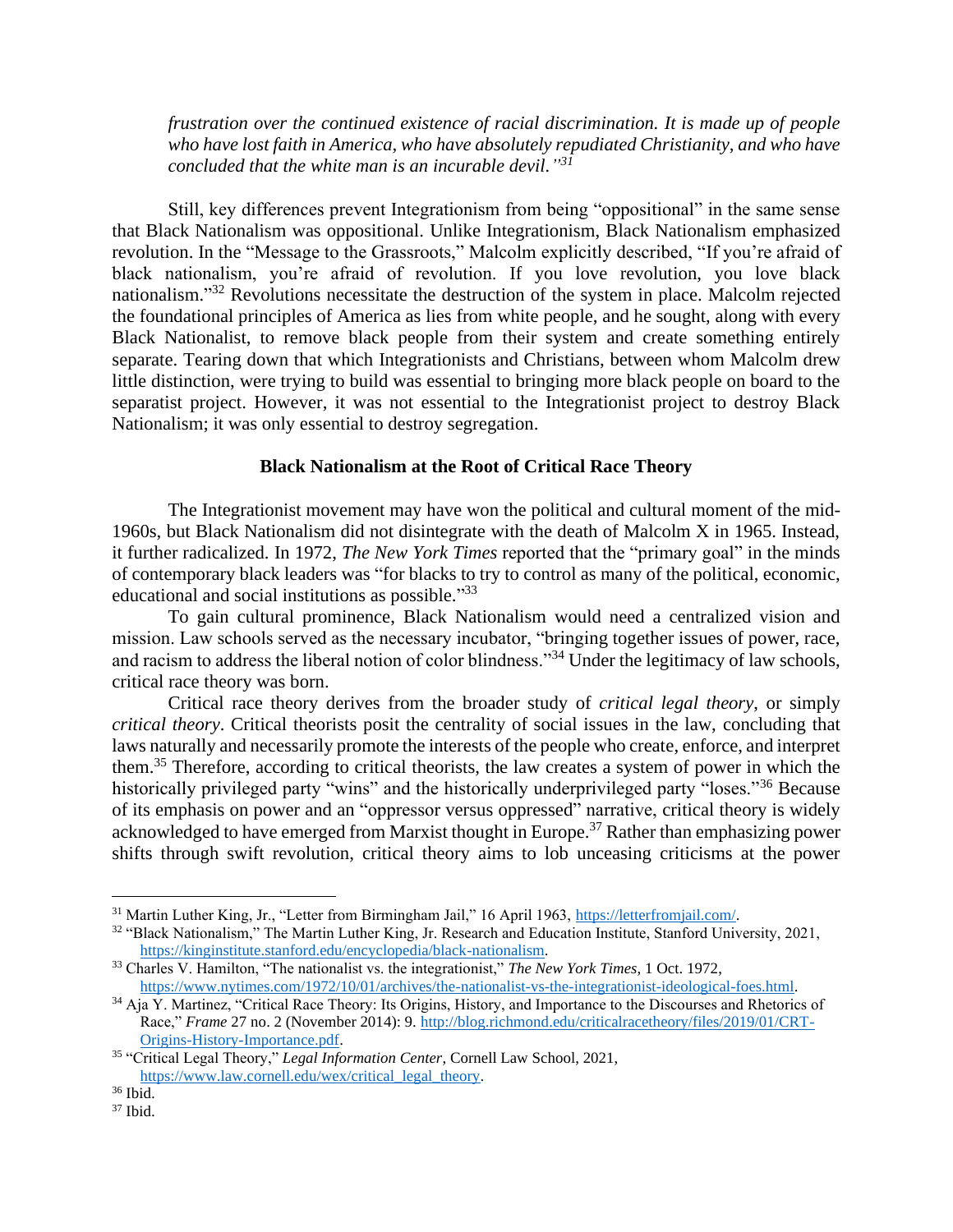> *frustration over the continued existence of racial discrimination. It is made up of people who have lost faith in America, who have absolutely repudiated Christianity, and who have concluded that the white man is an incurable devil."*[31]

Still, key differences prevent Integrationism from being "oppositional" in the same sense that Black Nationalism was oppositional. Unlike Integrationism, Black Nationalism emphasized revolution. In the "Message to the Grassroots," Malcolm explicitly described, "If you're afraid of black nationalism, you're afraid of revolution. If you love revolution, you love black nationalism."[32] Revolutions necessitate the destruction of the system in place. Malcolm rejected the foundational principles of America as lies from white people, and he sought, along with every Black Nationalist, to remove black people from their system and create something entirely separate. Tearing down that which Integrationists and Christians, between whom Malcolm drew little distinction, were trying to build was essential to bringing more black people on board to the separatist project. However, it was not essential to the Integrationist project to destroy Black Nationalism; it was only essential to destroy segregation.

### Black Nationalism at the Root of Critical Race Theory

The Integrationist movement may have won the political and cultural moment of the mid-1960s, but Black Nationalism did not disintegrate with the death of Malcolm X in 1965. Instead, it further radicalized. In 1972, *The New York Times* reported that the "primary goal" in the minds of contemporary black leaders was "for blacks to try to control as many of the political, economic, educational and social institutions as possible."[33]

To gain cultural prominence, Black Nationalism would need a centralized vision and mission. Law schools served as the necessary incubator, "bringing together issues of power, race, and racism to address the liberal notion of color blindness."[34] Under the legitimacy of law schools, critical race theory was born.

Critical race theory derives from the broader study of *critical legal theory*, or simply *critical theory*. Critical theorists posit the centrality of social issues in the law, concluding that laws naturally and necessarily promote the interests of the people who create, enforce, and interpret them.[35] Therefore, according to critical theorists, the law creates a system of power in which the historically privileged party "wins" and the historically underprivileged party "loses."[36] Because of its emphasis on power and an "oppressor versus oppressed" narrative, critical theory is widely acknowledged to have emerged from Marxist thought in Europe.[37] Rather than emphasizing power shifts through swift revolution, critical theory aims to lob unceasing criticisms at the power

---

[31] Martin Luther King, Jr., "Letter from Birmingham Jail," 16 April 1963, https://letterfromjail.com/.

[32] "Black Nationalism," The Martin Luther King, Jr. Research and Education Institute, Stanford University, 2021, https://kinginstitute.stanford.edu/encyclopedia/black-nationalism.

[33] Charles V. Hamilton, "The nationalist vs. the integrationist," *The New York Times*, 1 Oct. 1972, https://www.nytimes.com/1972/10/01/archives/the-nationalist-vs-the-integrationist-ideological-foes.html.

[34] Aja Y. Martinez, "Critical Race Theory: Its Origins, History, and Importance to the Discourses and Rhetorics of Race," *Frame* 27 no. 2 (November 2014): 9. http://blog.richmond.edu/criticalracetheory/files/2019/01/CRT-Origins-History-Importance.pdf.

[35] "Critical Legal Theory," *Legal Information Center*, Cornell Law School, 2021, https://www.law.cornell.edu/wex/critical_legal_theory.

[36] Ibid.

[37] Ibid.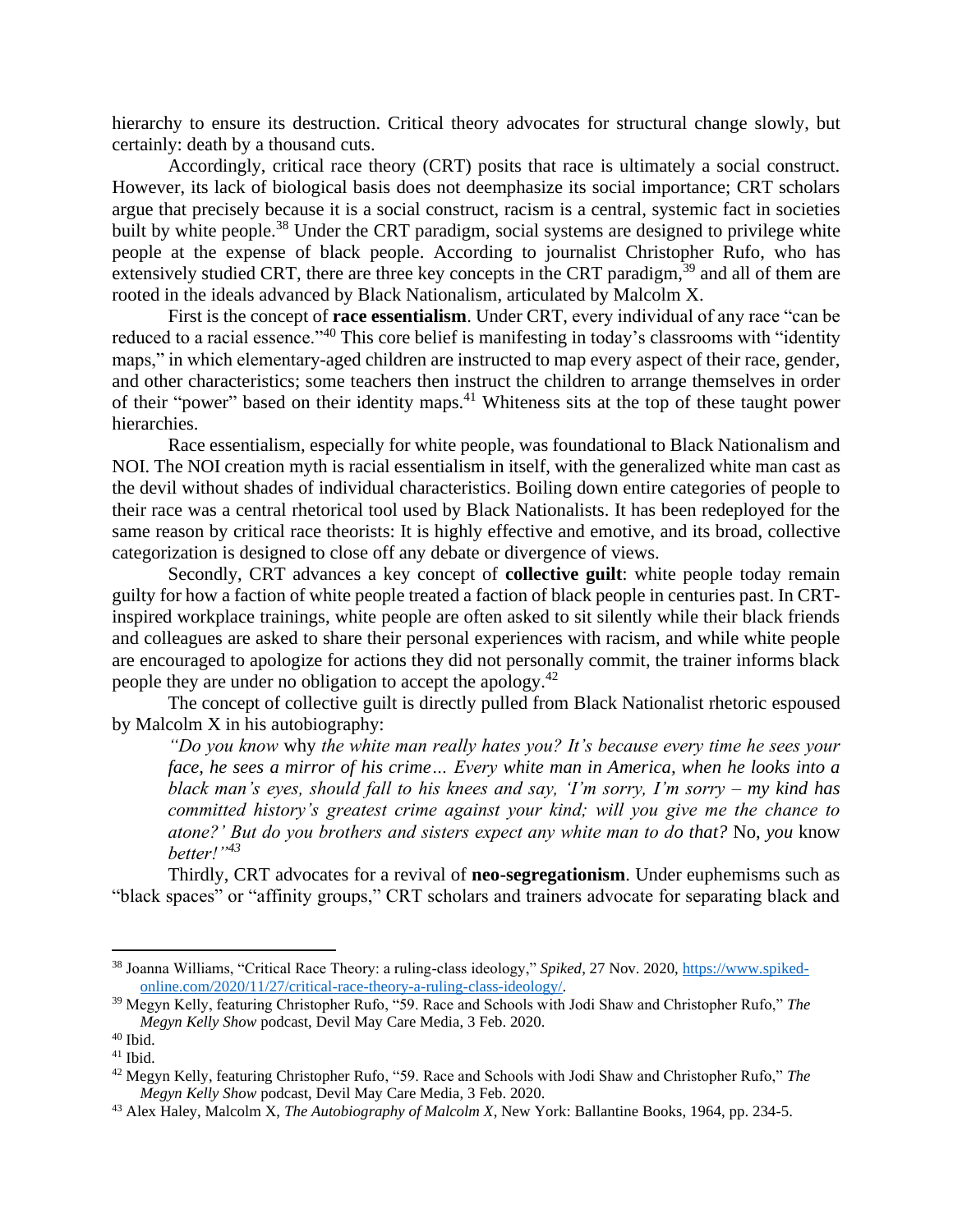hierarchy to ensure its destruction. Critical theory advocates for structural change slowly, but certainly: death by a thousand cuts.

Accordingly, critical race theory (CRT) posits that race is ultimately a social construct. However, its lack of biological basis does not deemphasize its social importance; CRT scholars argue that precisely because it is a social construct, racism is a central, systemic fact in societies built by white people.[38] Under the CRT paradigm, social systems are designed to privilege white people at the expense of black people. According to journalist Christopher Rufo, who has extensively studied CRT, there are three key concepts in the CRT paradigm,[39] and all of them are rooted in the ideals advanced by Black Nationalism, articulated by Malcolm X.

First is the concept of **race essentialism**. Under CRT, every individual of any race "can be reduced to a racial essence."[40] This core belief is manifesting in today's classrooms with "identity maps," in which elementary-aged children are instructed to map every aspect of their race, gender, and other characteristics; some teachers then instruct the children to arrange themselves in order of their "power" based on their identity maps.[41] Whiteness sits at the top of these taught power hierarchies.

Race essentialism, especially for white people, was foundational to Black Nationalism and NOI. The NOI creation myth is racial essentialism in itself, with the generalized white man cast as the devil without shades of individual characteristics. Boiling down entire categories of people to their race was a central rhetorical tool used by Black Nationalists. It has been redeployed for the same reason by critical race theorists: It is highly effective and emotive, and its broad, collective categorization is designed to close off any debate or divergence of views.

Secondly, CRT advances a key concept of **collective guilt**: white people today remain guilty for how a faction of white people treated a faction of black people in centuries past. In CRT-inspired workplace trainings, white people are often asked to sit silently while their black friends and colleagues are asked to share their personal experiences with racism, and while white people are encouraged to apologize for actions they did not personally commit, the trainer informs black people they are under no obligation to accept the apology.[42]

The concept of collective guilt is directly pulled from Black Nationalist rhetoric espoused by Malcolm X in his autobiography:

> *"Do you know* why *the white man really hates you? It's because every time he sees your face, he sees a mirror of his crime… Every white man in America, when he looks into a black man's eyes, should fall to his knees and say, 'I'm sorry, I'm sorry – my kind has committed history's greatest crime against your kind; will you give me the chance to atone?' But do you brothers and sisters expect any white man to do that?* No, *you* know *better!"*[43]

Thirdly, CRT advocates for a revival of **neo-segregationism**. Under euphemisms such as "black spaces" or "affinity groups," CRT scholars and trainers advocate for separating black and

---

[38] Joanna Williams, "Critical Race Theory: a ruling-class ideology," *Spiked*, 27 Nov. 2020, https://www.spiked-online.com/2020/11/27/critical-race-theory-a-ruling-class-ideology/.

[39] Megyn Kelly, featuring Christopher Rufo, "59. Race and Schools with Jodi Shaw and Christopher Rufo," *The Megyn Kelly Show* podcast, Devil May Care Media, 3 Feb. 2020.

[40] Ibid.

[41] Ibid.

[42] Megyn Kelly, featuring Christopher Rufo, "59. Race and Schools with Jodi Shaw and Christopher Rufo," *The Megyn Kelly Show* podcast, Devil May Care Media, 3 Feb. 2020.

[43] Alex Haley, Malcolm X, *The Autobiography of Malcolm X*, New York: Ballantine Books, 1964, pp. 234-5.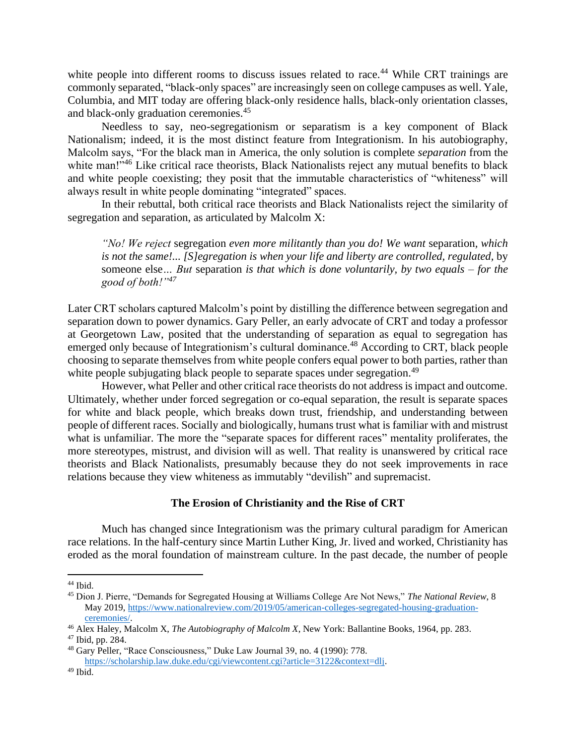white people into different rooms to discuss issues related to race.[44] While CRT trainings are commonly separated, "black-only spaces" are increasingly seen on college campuses as well. Yale, Columbia, and MIT today are offering black-only residence halls, black-only orientation classes, and black-only graduation ceremonies.[45]

Needless to say, neo-segregationism or separatism is a key component of Black Nationalism; indeed, it is the most distinct feature from Integrationism. In his autobiography, Malcolm says, "For the black man in America, the only solution is complete *separation* from the white man!"[46] Like critical race theorists, Black Nationalists reject any mutual benefits to black and white people coexisting; they posit that the immutable characteristics of "whiteness" will always result in white people dominating "integrated" spaces.

In their rebuttal, both critical race theorists and Black Nationalists reject the similarity of segregation and separation, as articulated by Malcolm X:

> *"No! We reject* segregation *even more militantly than you do! We want* separation, *which is not the same!... [S]egregation is when your life and liberty are controlled, regulated,* by someone else*... But* separation *is that which is done voluntarily, by two equals – for the good of both!"*[47]

Later CRT scholars captured Malcolm's point by distilling the difference between segregation and separation down to power dynamics. Gary Peller, an early advocate of CRT and today a professor at Georgetown Law, posited that the understanding of separation as equal to segregation has emerged only because of Integrationism's cultural dominance.[48] According to CRT, black people choosing to separate themselves from white people confers equal power to both parties, rather than white people subjugating black people to separate spaces under segregation.[49]

However, what Peller and other critical race theorists do not address is impact and outcome. Ultimately, whether under forced segregation or co-equal separation, the result is separate spaces for white and black people, which breaks down trust, friendship, and understanding between people of different races. Socially and biologically, humans trust what is familiar with and mistrust what is unfamiliar. The more the "separate spaces for different races" mentality proliferates, the more stereotypes, mistrust, and division will as well. That reality is unanswered by critical race theorists and Black Nationalists, presumably because they do not seek improvements in race relations because they view whiteness as immutably "devilish" and supremacist.

### The Erosion of Christianity and the Rise of CRT

Much has changed since Integrationism was the primary cultural paradigm for American race relations. In the half-century since Martin Luther King, Jr. lived and worked, Christianity has eroded as the moral foundation of mainstream culture. In the past decade, the number of people

---

[44] Ibid.

[45] Dion J. Pierre, "Demands for Segregated Housing at Williams College Are Not News," *The National Review*, 8 May 2019, https://www.nationalreview.com/2019/05/american-colleges-segregated-housing-graduation-ceremonies/.

[46] Alex Haley, Malcolm X, *The Autobiography of Malcolm X*, New York: Ballantine Books, 1964, pp. 283.

[47] Ibid, pp. 284.

[48] Gary Peller, "Race Consciousness," Duke Law Journal 39, no. 4 (1990): 778. https://scholarship.law.duke.edu/cgi/viewcontent.cgi?article=3122&context=dlj.

[49] Ibid.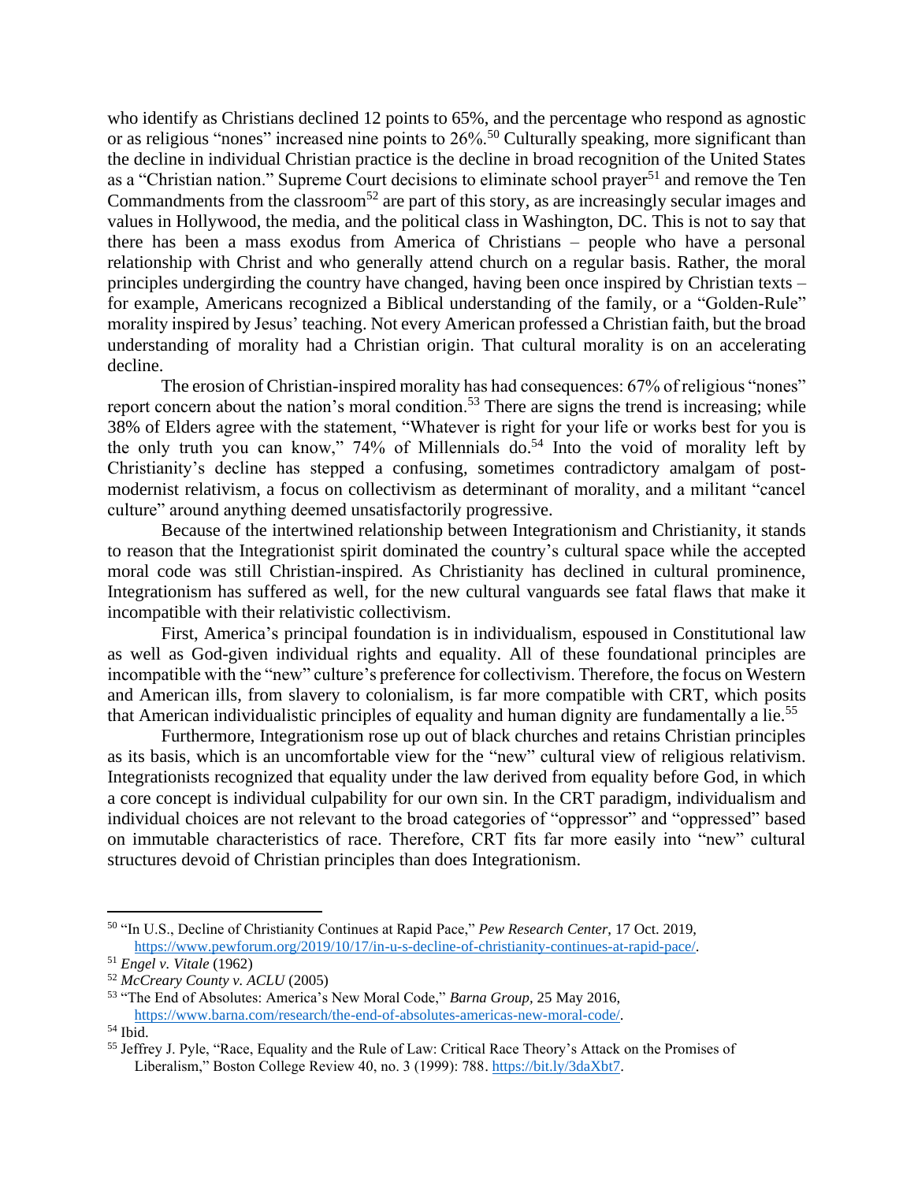who identify as Christians declined 12 points to 65%, and the percentage who respond as agnostic or as religious "nones" increased nine points to 26%.[50] Culturally speaking, more significant than the decline in individual Christian practice is the decline in broad recognition of the United States as a "Christian nation." Supreme Court decisions to eliminate school prayer[51] and remove the Ten Commandments from the classroom[52] are part of this story, as are increasingly secular images and values in Hollywood, the media, and the political class in Washington, DC. This is not to say that there has been a mass exodus from America of Christians – people who have a personal relationship with Christ and who generally attend church on a regular basis. Rather, the moral principles undergirding the country have changed, having been once inspired by Christian texts – for example, Americans recognized a Biblical understanding of the family, or a "Golden-Rule" morality inspired by Jesus' teaching. Not every American professed a Christian faith, but the broad understanding of morality had a Christian origin. That cultural morality is on an accelerating decline.

The erosion of Christian-inspired morality has had consequences: 67% of religious "nones" report concern about the nation's moral condition.[53] There are signs the trend is increasing; while 38% of Elders agree with the statement, "Whatever is right for your life or works best for you is the only truth you can know," 74% of Millennials do.[54] Into the void of morality left by Christianity's decline has stepped a confusing, sometimes contradictory amalgam of post-modernist relativism, a focus on collectivism as determinant of morality, and a militant "cancel culture" around anything deemed unsatisfactorily progressive.

Because of the intertwined relationship between Integrationism and Christianity, it stands to reason that the Integrationist spirit dominated the country's cultural space while the accepted moral code was still Christian-inspired. As Christianity has declined in cultural prominence, Integrationism has suffered as well, for the new cultural vanguards see fatal flaws that make it incompatible with their relativistic collectivism.

First, America's principal foundation is in individualism, espoused in Constitutional law as well as God-given individual rights and equality. All of these foundational principles are incompatible with the "new" culture's preference for collectivism. Therefore, the focus on Western and American ills, from slavery to colonialism, is far more compatible with CRT, which posits that American individualistic principles of equality and human dignity are fundamentally a lie.[55]

Furthermore, Integrationism rose up out of black churches and retains Christian principles as its basis, which is an uncomfortable view for the "new" cultural view of religious relativism. Integrationists recognized that equality under the law derived from equality before God, in which a core concept is individual culpability for our own sin. In the CRT paradigm, individualism and individual choices are not relevant to the broad categories of "oppressor" and "oppressed" based on immutable characteristics of race. Therefore, CRT fits far more easily into "new" cultural structures devoid of Christian principles than does Integrationism.

---

[50] "In U.S., Decline of Christianity Continues at Rapid Pace," *Pew Research Center*, 17 Oct. 2019, https://www.pewforum.org/2019/10/17/in-u-s-decline-of-christianity-continues-at-rapid-pace/.

[51] *Engel v. Vitale* (1962)

[52] *McCreary County v. ACLU* (2005)

[53] "The End of Absolutes: America's New Moral Code," *Barna Group*, 25 May 2016, https://www.barna.com/research/the-end-of-absolutes-americas-new-moral-code/.

[54] Ibid.

[55] Jeffrey J. Pyle, "Race, Equality and the Rule of Law: Critical Race Theory's Attack on the Promises of Liberalism," Boston College Review 40, no. 3 (1999): 788. https://bit.ly/3daXbt7.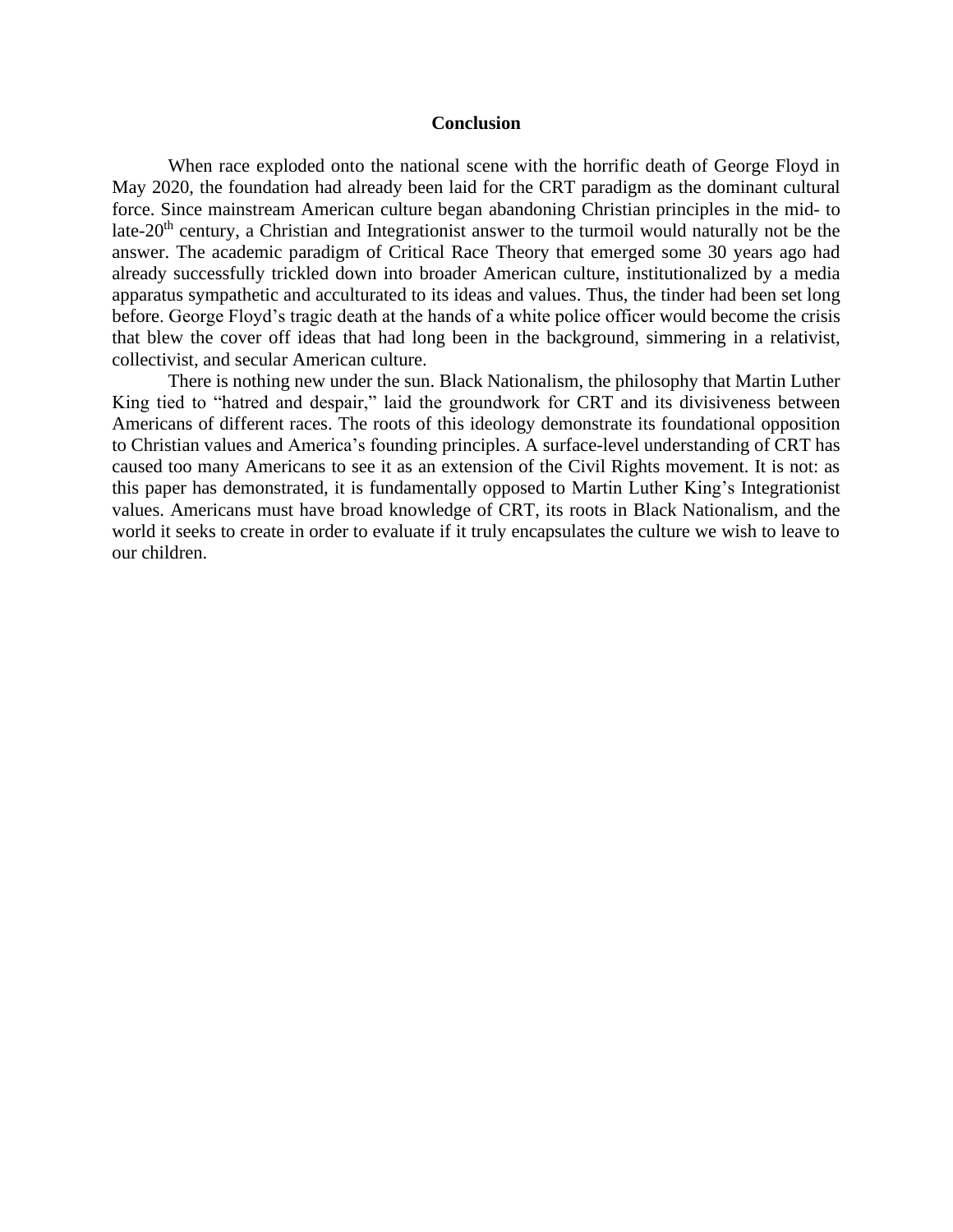## Conclusion

When race exploded onto the national scene with the horrific death of George Floyd in May 2020, the foundation had already been laid for the CRT paradigm as the dominant cultural force. Since mainstream American culture began abandoning Christian principles in the mid- to late-20$^{th}$ century, a Christian and Integrationist answer to the turmoil would naturally not be the answer. The academic paradigm of Critical Race Theory that emerged some 30 years ago had already successfully trickled down into broader American culture, institutionalized by a media apparatus sympathetic and acculturated to its ideas and values. Thus, the tinder had been set long before. George Floyd's tragic death at the hands of a white police officer would become the crisis that blew the cover off ideas that had long been in the background, simmering in a relativist, collectivist, and secular American culture.

There is nothing new under the sun. Black Nationalism, the philosophy that Martin Luther King tied to "hatred and despair," laid the groundwork for CRT and its divisiveness between Americans of different races. The roots of this ideology demonstrate its foundational opposition to Christian values and America's founding principles. A surface-level understanding of CRT has caused too many Americans to see it as an extension of the Civil Rights movement. It is not: as this paper has demonstrated, it is fundamentally opposed to Martin Luther King's Integrationist values. Americans must have broad knowledge of CRT, its roots in Black Nationalism, and the world it seeks to create in order to evaluate if it truly encapsulates the culture we wish to leave to our children.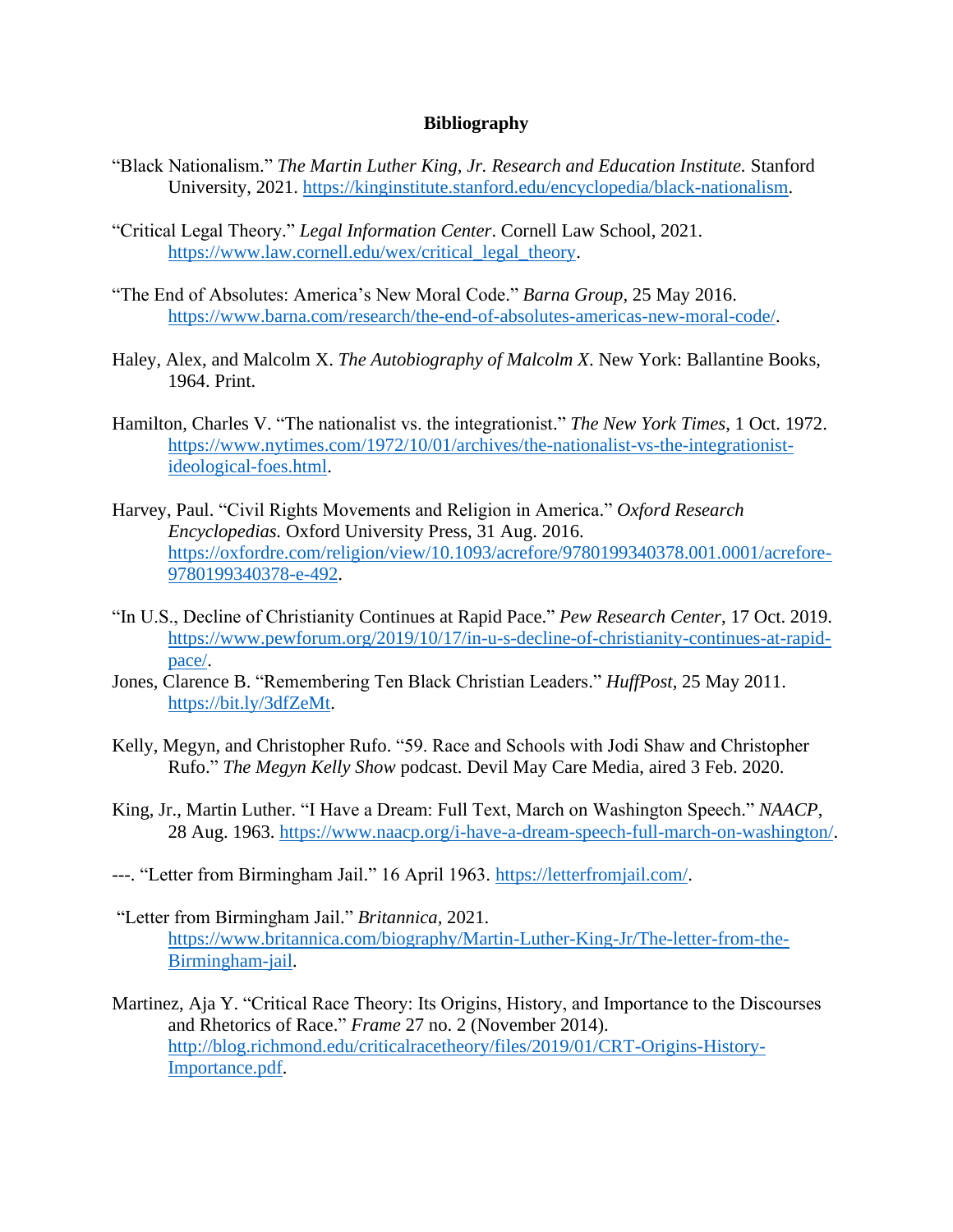**Bibliography**

"Black Nationalism." *The Martin Luther King, Jr. Research and Education Institute.* Stanford University, 2021. https://kinginstitute.stanford.edu/encyclopedia/black-nationalism.

"Critical Legal Theory." *Legal Information Center*. Cornell Law School, 2021. https://www.law.cornell.edu/wex/critical_legal_theory.

"The End of Absolutes: America's New Moral Code." *Barna Group*, 25 May 2016. https://www.barna.com/research/the-end-of-absolutes-americas-new-moral-code/.

Haley, Alex, and Malcolm X. *The Autobiography of Malcolm X*. New York: Ballantine Books, 1964. Print.

Hamilton, Charles V. "The nationalist vs. the integrationist." *The New York Times*, 1 Oct. 1972. https://www.nytimes.com/1972/10/01/archives/the-nationalist-vs-the-integrationist-ideological-foes.html.

Harvey, Paul. "Civil Rights Movements and Religion in America." *Oxford Research Encyclopedias.* Oxford University Press, 31 Aug. 2016. https://oxfordre.com/religion/view/10.1093/acrefore/9780199340378.001.0001/acrefore-9780199340378-e-492.

"In U.S., Decline of Christianity Continues at Rapid Pace." *Pew Research Center*, 17 Oct. 2019. https://www.pewforum.org/2019/10/17/in-u-s-decline-of-christianity-continues-at-rapid-pace/.

Jones, Clarence B. "Remembering Ten Black Christian Leaders." *HuffPost*, 25 May 2011. https://bit.ly/3dfZeMt.

Kelly, Megyn, and Christopher Rufo. "59. Race and Schools with Jodi Shaw and Christopher Rufo." *The Megyn Kelly Show* podcast. Devil May Care Media, aired 3 Feb. 2020.

King, Jr., Martin Luther. "I Have a Dream: Full Text, March on Washington Speech." *NAACP*, 28 Aug. 1963. https://www.naacp.org/i-have-a-dream-speech-full-march-on-washington/.

---. "Letter from Birmingham Jail." 16 April 1963. https://letterfromjail.com/.

"Letter from Birmingham Jail." *Britannica*, 2021. https://www.britannica.com/biography/Martin-Luther-King-Jr/The-letter-from-the-Birmingham-jail.

Martinez, Aja Y. "Critical Race Theory: Its Origins, History, and Importance to the Discourses and Rhetorics of Race." *Frame* 27 no. 2 (November 2014). http://blog.richmond.edu/criticalracetheory/files/2019/01/CRT-Origins-History-Importance.pdf.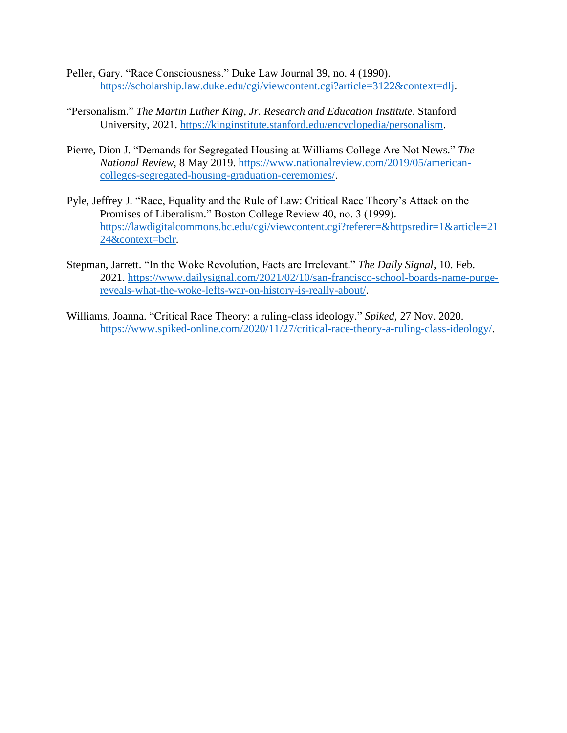Peller, Gary. "Race Consciousness." Duke Law Journal 39, no. 4 (1990). https://scholarship.law.duke.edu/cgi/viewcontent.cgi?article=3122&context=dlj.

"Personalism." *The Martin Luther King, Jr. Research and Education Institute*. Stanford University, 2021. https://kinginstitute.stanford.edu/encyclopedia/personalism.

Pierre, Dion J. "Demands for Segregated Housing at Williams College Are Not News." *The National Review*, 8 May 2019. https://www.nationalreview.com/2019/05/american-colleges-segregated-housing-graduation-ceremonies/.

Pyle, Jeffrey J. "Race, Equality and the Rule of Law: Critical Race Theory's Attack on the Promises of Liberalism." Boston College Review 40, no. 3 (1999). https://lawdigitalcommons.bc.edu/cgi/viewcontent.cgi?referer=&httpsredir=1&article=2124&context=bclr.

Stepman, Jarrett. "In the Woke Revolution, Facts are Irrelevant." *The Daily Signal*, 10. Feb. 2021. https://www.dailysignal.com/2021/02/10/san-francisco-school-boards-name-purge-reveals-what-the-woke-lefts-war-on-history-is-really-about/.

Williams, Joanna. "Critical Race Theory: a ruling-class ideology." *Spiked*, 27 Nov. 2020. https://www.spiked-online.com/2020/11/27/critical-race-theory-a-ruling-class-ideology/.